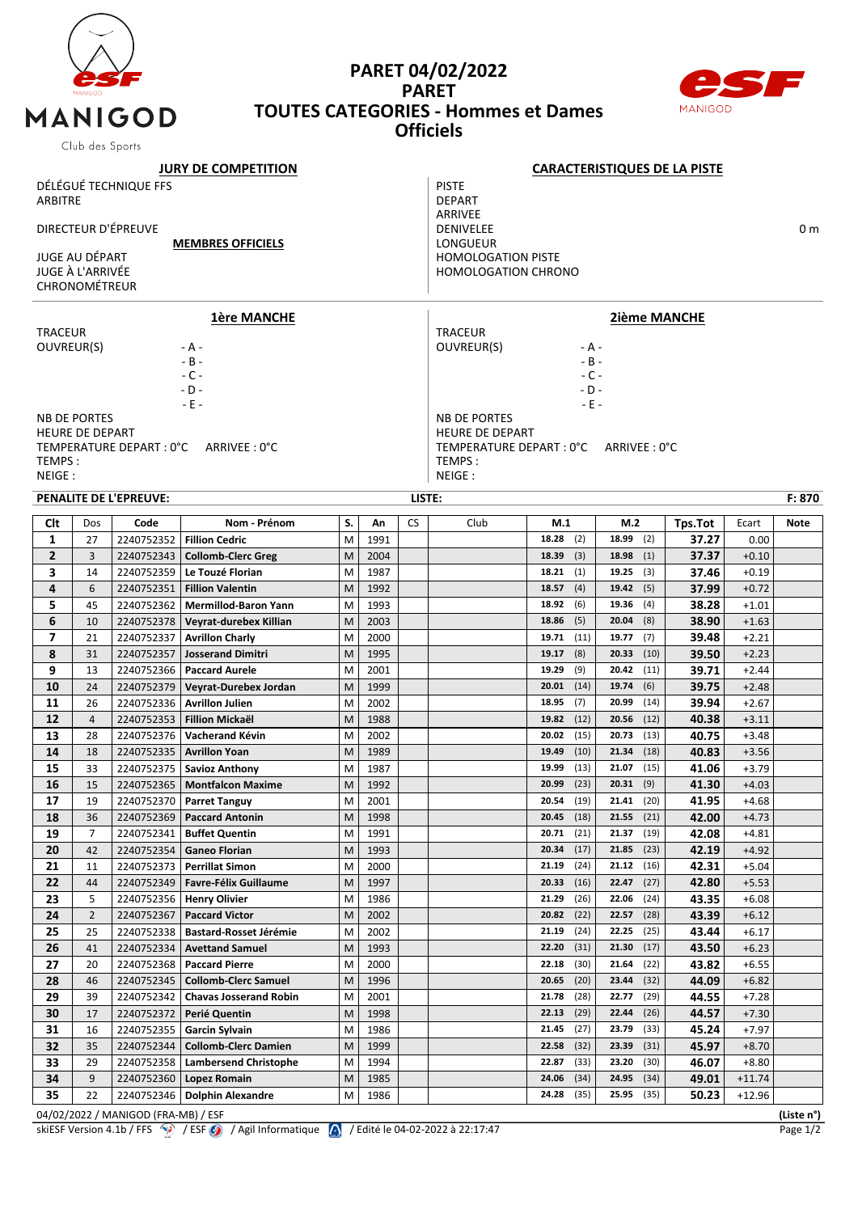# PARET 04/02/2022
# PARET
# TOUTES CATEGORIES - Hommes et Dames
# Officiels

MANIGOD
Club des Sports

## JURY DE COMPETITION

DÉLÉGUÉ TECHNIQUE FFS
ARBITRE

DIRECTEUR D'ÉPREUVE

**MEMBRES OFFICIELS**

JUGE AU DÉPART
JUGE À L'ARRIVÉE
CHRONOMÉTREUR

## CARACTERISTIQUES DE LA PISTE

PISTE
DEPART
ARRIVEE
DENIVELEE 0 m
LONGUEUR
HOMOLOGATION PISTE
HOMOLOGATION CHRONO

## 1ère MANCHE

TRACEUR
OUVREUR(S) - A -
- B -
- C -
- D -
- E -

NB DE PORTES
HEURE DE DEPART
TEMPERATURE DEPART : 0°C ARRIVEE : 0°C
TEMPS :
NEIGE :

## 2ième MANCHE

TRACEUR
OUVREUR(S) - A -
- B -
- C -
- D -
- E -

NB DE PORTES
HEURE DE DEPART
TEMPERATURE DEPART : 0°C ARRIVEE : 0°C
TEMPS :
NEIGE :

**PENALITE DE L'EPREUVE:** LISTE: F: 870

| Clt | Dos | Code | Nom - Prénom | S. | An | CS | Club | M.1 | M.2 | Tps.Tot | Ecart | Note |
|---|---|---|---|---|---|---|---|---|---|---|---|---|
| 1 | 27 | 2240752352 | Fillion Cedric | M | 1991 | | | 18.28 (2) | 18.99 (2) | 37.27 | 0.00 | |
| 2 | 3 | 2240752343 | Collomb-Clerc Greg | M | 2004 | | | 18.39 (3) | 18.98 (1) | 37.37 | +0.10 | |
| 3 | 14 | 2240752359 | Le Touzé Florian | M | 1987 | | | 18.21 (1) | 19.25 (3) | 37.46 | +0.19 | |
| 4 | 6 | 2240752351 | Fillion Valentin | M | 1992 | | | 18.57 (4) | 19.42 (5) | 37.99 | +0.72 | |
| 5 | 45 | 2240752362 | Mermillod-Baron Yann | M | 1993 | | | 18.92 (6) | 19.36 (4) | 38.28 | +1.01 | |
| 6 | 10 | 2240752378 | Veyrat-durebex Killian | M | 2003 | | | 18.86 (5) | 20.04 (8) | 38.90 | +1.63 | |
| 7 | 21 | 2240752337 | Avrillon Charly | M | 2000 | | | 19.71 (11) | 19.77 (7) | 39.48 | +2.21 | |
| 8 | 31 | 2240752357 | Josserand Dimitri | M | 1995 | | | 19.17 (8) | 20.33 (10) | 39.50 | +2.23 | |
| 9 | 13 | 2240752366 | Paccard Aurele | M | 2001 | | | 19.29 (9) | 20.42 (11) | 39.71 | +2.44 | |
| 10 | 24 | 2240752379 | Veyrat-Durebex Jordan | M | 1999 | | | 20.01 (14) | 19.74 (6) | 39.75 | +2.48 | |
| 11 | 26 | 2240752336 | Avrillon Julien | M | 2002 | | | 18.95 (7) | 20.99 (14) | 39.94 | +2.67 | |
| 12 | 4 | 2240752353 | Fillion Mickaël | M | 1988 | | | 19.82 (12) | 20.56 (12) | 40.38 | +3.11 | |
| 13 | 28 | 2240752376 | Vacherand Kévin | M | 2002 | | | 20.02 (15) | 20.73 (13) | 40.75 | +3.48 | |
| 14 | 18 | 2240752335 | Avrillon Yoan | M | 1989 | | | 19.49 (10) | 21.34 (18) | 40.83 | +3.56 | |
| 15 | 33 | 2240752375 | Savioz Anthony | M | 1987 | | | 19.99 (13) | 21.07 (15) | 41.06 | +3.79 | |
| 16 | 15 | 2240752365 | Montfalcon Maxime | M | 1992 | | | 20.99 (23) | 20.31 (9) | 41.30 | +4.03 | |
| 17 | 19 | 2240752370 | Parret Tanguy | M | 2001 | | | 20.54 (19) | 21.41 (20) | 41.95 | +4.68 | |
| 18 | 36 | 2240752369 | Paccard Antonin | M | 1998 | | | 20.45 (18) | 21.55 (21) | 42.00 | +4.73 | |
| 19 | 7 | 2240752341 | Buffet Quentin | M | 1991 | | | 20.71 (21) | 21.37 (19) | 42.08 | +4.81 | |
| 20 | 42 | 2240752354 | Ganeo Florian | M | 1993 | | | 20.34 (17) | 21.85 (23) | 42.19 | +4.92 | |
| 21 | 11 | 2240752373 | Perrillat Simon | M | 2000 | | | 21.19 (24) | 21.12 (16) | 42.31 | +5.04 | |
| 22 | 44 | 2240752349 | Favre-Félix Guillaume | M | 1997 | | | 20.33 (16) | 22.47 (27) | 42.80 | +5.53 | |
| 23 | 5 | 2240752356 | Henry Olivier | M | 1986 | | | 21.29 (26) | 22.06 (24) | 43.35 | +6.08 | |
| 24 | 2 | 2240752367 | Paccard Victor | M | 2002 | | | 20.82 (22) | 22.57 (28) | 43.39 | +6.12 | |
| 25 | 25 | 2240752338 | Bastard-Rosset Jérémie | M | 2002 | | | 21.19 (24) | 22.25 (25) | 43.44 | +6.17 | |
| 26 | 41 | 2240752334 | Avettand Samuel | M | 1993 | | | 22.20 (31) | 21.30 (17) | 43.50 | +6.23 | |
| 27 | 20 | 2240752368 | Paccard Pierre | M | 2000 | | | 22.18 (30) | 21.64 (22) | 43.82 | +6.55 | |
| 28 | 46 | 2240752345 | Collomb-Clerc Samuel | M | 1996 | | | 20.65 (20) | 23.44 (32) | 44.09 | +6.82 | |
| 29 | 39 | 2240752342 | Chavas Josserand Robin | M | 2001 | | | 21.78 (28) | 22.77 (29) | 44.55 | +7.28 | |
| 30 | 17 | 2240752372 | Perié Quentin | M | 1998 | | | 22.13 (29) | 22.44 (26) | 44.57 | +7.30 | |
| 31 | 16 | 2240752355 | Garcin Sylvain | M | 1986 | | | 21.45 (27) | 23.79 (33) | 45.24 | +7.97 | |
| 32 | 35 | 2240752344 | Collomb-Clerc Damien | M | 1999 | | | 22.58 (32) | 23.39 (31) | 45.97 | +8.70 | |
| 33 | 29 | 2240752358 | Lambersend Christophe | M | 1994 | | | 22.87 (33) | 23.20 (30) | 46.07 | +8.80 | |
| 34 | 9 | 2240752360 | Lopez Romain | M | 1985 | | | 24.06 (34) | 24.95 (34) | 49.01 | +11.74 | |
| 35 | 22 | 2240752346 | Dolphin Alexandre | M | 1986 | | | 24.28 (35) | 25.95 (35) | 50.23 | +12.96 | |

04/02/2022 / MANIGOD (FRA-MB) / ESF (Liste n°)
skiESF Version 4.1b / FFS / ESF / Agil Informatique / Edité le 04-02-2022 à 22:17:47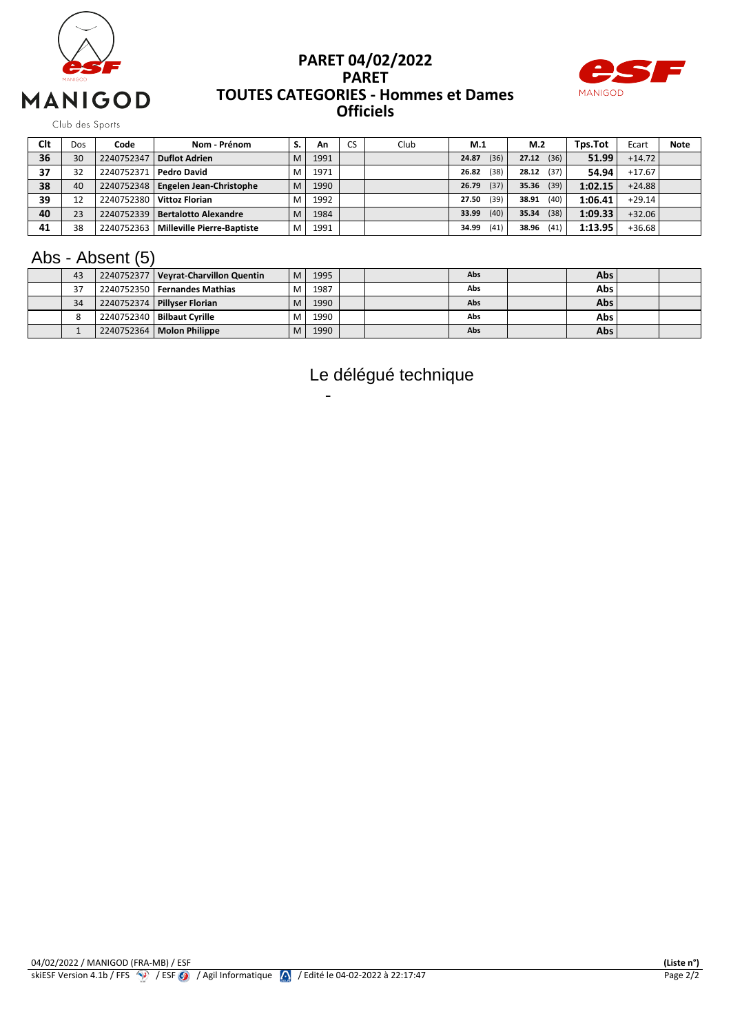# PARET 04/02/2022
## PARET
## TOUTES CATEGORIES - Hommes et Dames
## Officiels

MANIGOD
Club des Sports

| Clt | Dos | Code | Nom - Prénom | S. | An | CS | Club | M.1 | M.2 | Tps.Tot | Ecart | Note |
|---|---|---|---|---|---|---|---|---|---|---|---|---|
| 36 | 30 | 2240752347 | Duflot Adrien | M | 1991 | | | 24.87 (36) | 27.12 (36) | 51.99 | +14.72 | |
| 37 | 32 | 2240752371 | Pedro David | M | 1971 | | | 26.82 (38) | 28.12 (37) | 54.94 | +17.67 | |
| 38 | 40 | 2240752348 | Engelen Jean-Christophe | M | 1990 | | | 26.79 (37) | 35.36 (39) | 1:02.15 | +24.88 | |
| 39 | 12 | 2240752380 | Vittoz Florian | M | 1992 | | | 27.50 (39) | 38.91 (40) | 1:06.41 | +29.14 | |
| 40 | 23 | 2240752339 | Bertalotto Alexandre | M | 1984 | | | 33.99 (40) | 35.34 (38) | 1:09.33 | +32.06 | |
| 41 | 38 | 2240752363 | Milleville Pierre-Baptiste | M | 1991 | | | 34.99 (41) | 38.96 (41) | 1:13.95 | +36.68 | |

## Abs - Absent (5)

| Clt | Dos | Code | Nom - Prénom | S. | An | CS | Club | M.1 | M.2 | Tps.Tot | Ecart | Note |
|---|---|---|---|---|---|---|---|---|---|---|---|---|
| | 43 | 2240752377 | Veyrat-Charvillon Quentin | M | 1995 | | | Abs | | Abs | | |
| | 37 | 2240752350 | Fernandes Mathias | M | 1987 | | | Abs | | Abs | | |
| | 34 | 2240752374 | Pillyser Florian | M | 1990 | | | Abs | | Abs | | |
| | 8 | 2240752340 | Bilbaut Cyrille | M | 1990 | | | Abs | | Abs | | |
| | 1 | 2240752364 | Molon Philippe | M | 1990 | | | Abs | | Abs | | |

Le délégué technique

-

04/02/2022 / MANIGOD (FRA-MB) / ESF

skiESF Version 4.1b / FFS / ESF / Agil Informatique / Edité le 04-02-2022 à 22:17:47

(Liste n°)